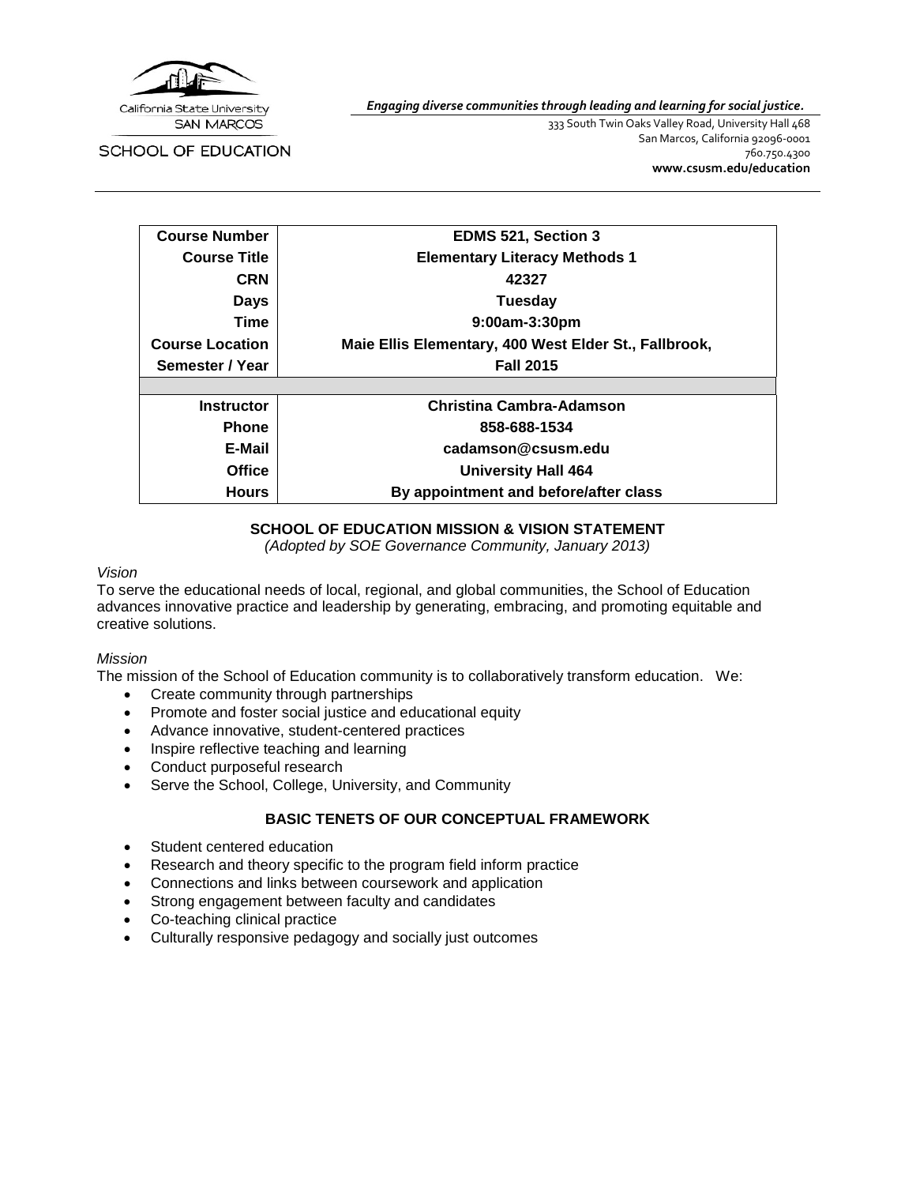California State University
SAN MARCOS

SCHOOL OF EDUCATION

*Engaging diverse communities through leading and learning for social justice.*

333 South Twin Oaks Valley Road, University Hall 468
San Marcos, California 92096-0001
760.750.4300
**www.csusm.edu/education**

| **Course Number** | **EDMS 521, Section 3** |
|---|---|
| **Course Title** | **Elementary Literacy Methods 1** |
| **CRN** | **42327** |
| **Days** | **Tuesday** |
| **Time** | **9:00am-3:30pm** |
| **Course Location** | **Maie Ellis Elementary, 400 West Elder St., Fallbrook,** |
| **Semester / Year** | **Fall 2015** |
| | |
| **Instructor** | **Christina Cambra-Adamson** |
| **Phone** | **858-688-1534** |
| **E-Mail** | **cadamson@csusm.edu** |
| **Office** | **University Hall 464** |
| **Hours** | **By appointment and before/after class** |

## SCHOOL OF EDUCATION MISSION & VISION STATEMENT

*(Adopted by SOE Governance Community, January 2013)*

*Vision*

To serve the educational needs of local, regional, and global communities, the School of Education advances innovative practice and leadership by generating, embracing, and promoting equitable and creative solutions.

*Mission*

The mission of the School of Education community is to collaboratively transform education. We:

- Create community through partnerships
- Promote and foster social justice and educational equity
- Advance innovative, student-centered practices
- Inspire reflective teaching and learning
- Conduct purposeful research
- Serve the School, College, University, and Community

## BASIC TENETS OF OUR CONCEPTUAL FRAMEWORK

- Student centered education
- Research and theory specific to the program field inform practice
- Connections and links between coursework and application
- Strong engagement between faculty and candidates
- Co-teaching clinical practice
- Culturally responsive pedagogy and socially just outcomes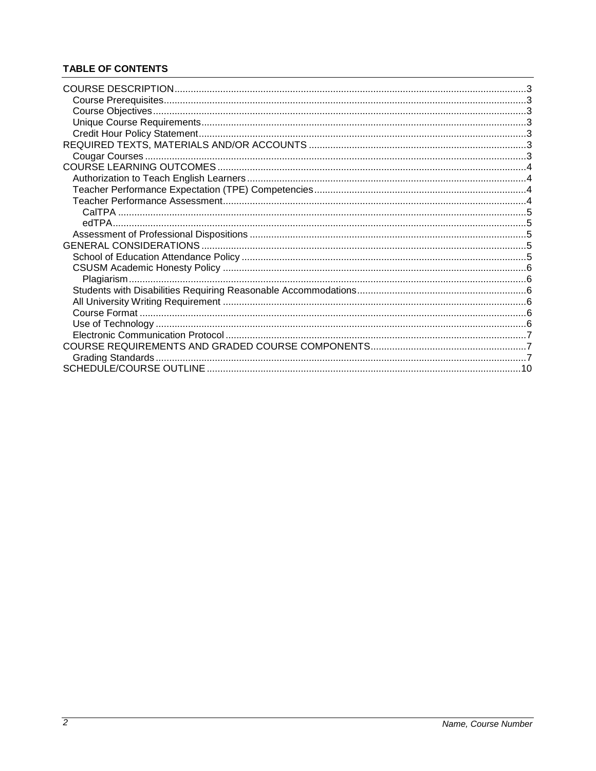**TABLE OF CONTENTS**

- COURSE DESCRIPTION .......... 3
  - Course Prerequisites .......... 3
  - Course Objectives .......... 3
  - Unique Course Requirements .......... 3
  - Credit Hour Policy Statement .......... 3
- REQUIRED TEXTS, MATERIALS AND/OR ACCOUNTS .......... 3
  - Cougar Courses .......... 3
- COURSE LEARNING OUTCOMES .......... 4
  - Authorization to Teach English Learners .......... 4
  - Teacher Performance Expectation (TPE) Competencies .......... 4
  - Teacher Performance Assessment .......... 4
    - CalTPA .......... 5
    - edTPA .......... 5
  - Assessment of Professional Dispositions .......... 5
- GENERAL CONSIDERATIONS .......... 5
  - School of Education Attendance Policy .......... 5
  - CSUSM Academic Honesty Policy .......... 6
    - Plagiarism .......... 6
  - Students with Disabilities Requiring Reasonable Accommodations .......... 6
  - All University Writing Requirement .......... 6
  - Course Format .......... 6
  - Use of Technology .......... 6
  - Electronic Communication Protocol .......... 7
- COURSE REQUIREMENTS AND GRADED COURSE COMPONENTS .......... 7
  - Grading Standards .......... 7
- SCHEDULE/COURSE OUTLINE .......... 10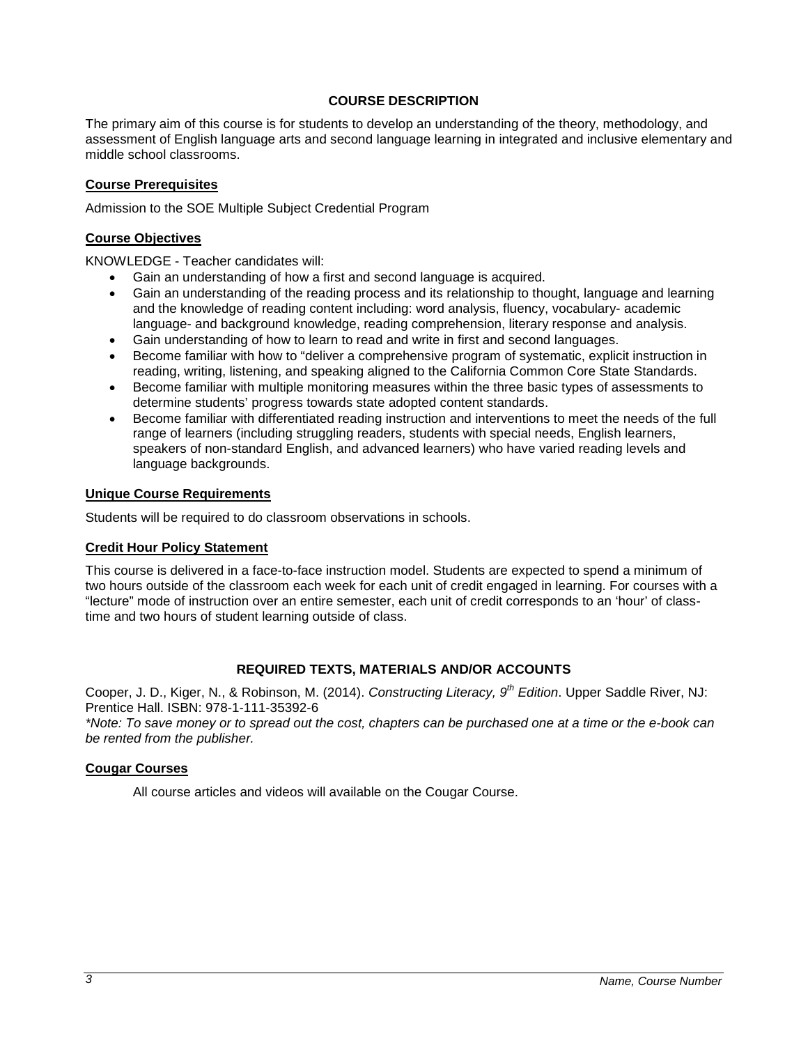## COURSE DESCRIPTION

The primary aim of this course is for students to develop an understanding of the theory, methodology, and assessment of English language arts and second language learning in integrated and inclusive elementary and middle school classrooms.

### Course Prerequisites

Admission to the SOE Multiple Subject Credential Program

### Course Objectives

KNOWLEDGE - Teacher candidates will:

- Gain an understanding of how a first and second language is acquired.
- Gain an understanding of the reading process and its relationship to thought, language and learning and the knowledge of reading content including: word analysis, fluency, vocabulary- academic language- and background knowledge, reading comprehension, literary response and analysis.
- Gain understanding of how to learn to read and write in first and second languages.
- Become familiar with how to "deliver a comprehensive program of systematic, explicit instruction in reading, writing, listening, and speaking aligned to the California Common Core State Standards.
- Become familiar with multiple monitoring measures within the three basic types of assessments to determine students' progress towards state adopted content standards.
- Become familiar with differentiated reading instruction and interventions to meet the needs of the full range of learners (including struggling readers, students with special needs, English learners, speakers of non-standard English, and advanced learners) who have varied reading levels and language backgrounds.

### Unique Course Requirements

Students will be required to do classroom observations in schools.

### Credit Hour Policy Statement

This course is delivered in a face-to-face instruction model. Students are expected to spend a minimum of two hours outside of the classroom each week for each unit of credit engaged in learning. For courses with a "lecture" mode of instruction over an entire semester, each unit of credit corresponds to an 'hour' of class-time and two hours of student learning outside of class.

## REQUIRED TEXTS, MATERIALS AND/OR ACCOUNTS

Cooper, J. D., Kiger, N., & Robinson, M. (2014). *Constructing Literacy, 9th Edition*. Upper Saddle River, NJ: Prentice Hall. ISBN: 978-1-111-35392-6

*\*Note: To save money or to spread out the cost, chapters can be purchased one at a time or the e-book can be rented from the publisher.*

### Cougar Courses

All course articles and videos will available on the Cougar Course.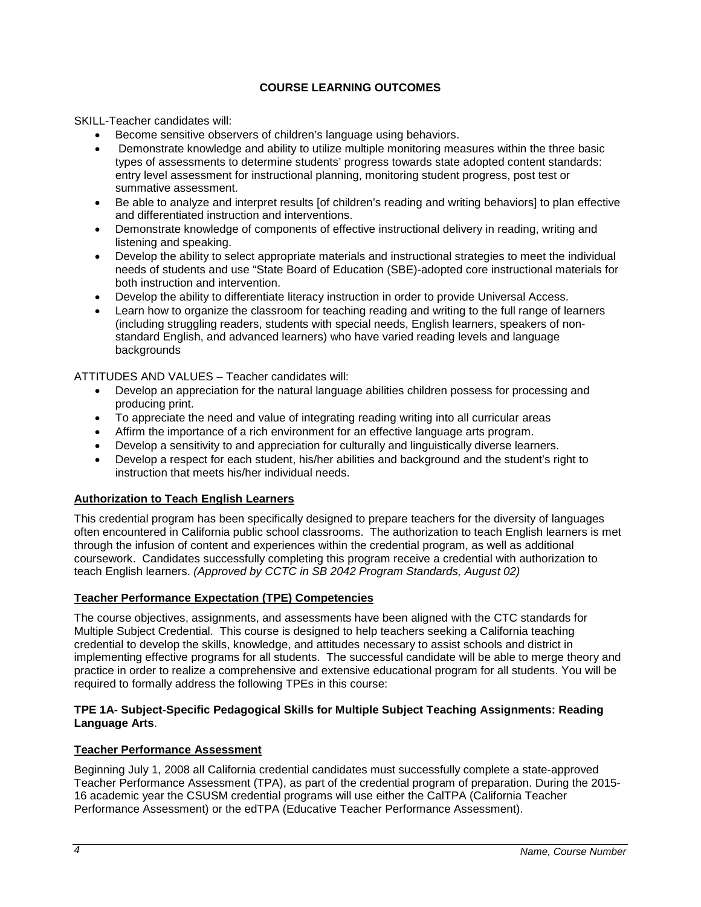## COURSE LEARNING OUTCOMES

SKILL-Teacher candidates will:

- Become sensitive observers of children's language using behaviors.
- Demonstrate knowledge and ability to utilize multiple monitoring measures within the three basic types of assessments to determine students' progress towards state adopted content standards: entry level assessment for instructional planning, monitoring student progress, post test or summative assessment.
- Be able to analyze and interpret results [of children's reading and writing behaviors] to plan effective and differentiated instruction and interventions.
- Demonstrate knowledge of components of effective instructional delivery in reading, writing and listening and speaking.
- Develop the ability to select appropriate materials and instructional strategies to meet the individual needs of students and use "State Board of Education (SBE)-adopted core instructional materials for both instruction and intervention.
- Develop the ability to differentiate literacy instruction in order to provide Universal Access.
- Learn how to organize the classroom for teaching reading and writing to the full range of learners (including struggling readers, students with special needs, English learners, speakers of non-standard English, and advanced learners) who have varied reading levels and language backgrounds

ATTITUDES AND VALUES – Teacher candidates will:

- Develop an appreciation for the natural language abilities children possess for processing and producing print.
- To appreciate the need and value of integrating reading writing into all curricular areas
- Affirm the importance of a rich environment for an effective language arts program.
- Develop a sensitivity to and appreciation for culturally and linguistically diverse learners.
- Develop a respect for each student, his/her abilities and background and the student's right to instruction that meets his/her individual needs.

### Authorization to Teach English Learners

This credential program has been specifically designed to prepare teachers for the diversity of languages often encountered in California public school classrooms. The authorization to teach English learners is met through the infusion of content and experiences within the credential program, as well as additional coursework. Candidates successfully completing this program receive a credential with authorization to teach English learners. *(Approved by CCTC in SB 2042 Program Standards, August 02)*

### Teacher Performance Expectation (TPE) Competencies

The course objectives, assignments, and assessments have been aligned with the CTC standards for Multiple Subject Credential. This course is designed to help teachers seeking a California teaching credential to develop the skills, knowledge, and attitudes necessary to assist schools and district in implementing effective programs for all students. The successful candidate will be able to merge theory and practice in order to realize a comprehensive and extensive educational program for all students. You will be required to formally address the following TPEs in this course:

**TPE 1A- Subject-Specific Pedagogical Skills for Multiple Subject Teaching Assignments: Reading Language Arts**.

### Teacher Performance Assessment

Beginning July 1, 2008 all California credential candidates must successfully complete a state-approved Teacher Performance Assessment (TPA), as part of the credential program of preparation. During the 2015-16 academic year the CSUSM credential programs will use either the CalTPA (California Teacher Performance Assessment) or the edTPA (Educative Teacher Performance Assessment).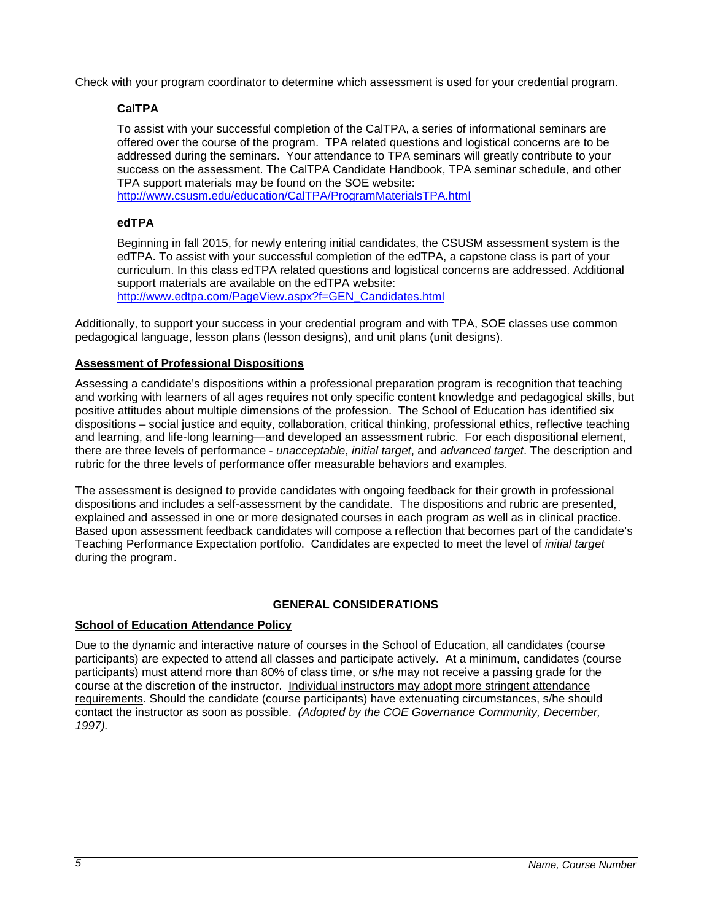Check with your program coordinator to determine which assessment is used for your credential program.

### CalTPA

To assist with your successful completion of the CalTPA, a series of informational seminars are offered over the course of the program. TPA related questions and logistical concerns are to be addressed during the seminars. Your attendance to TPA seminars will greatly contribute to your success on the assessment. The CalTPA Candidate Handbook, TPA seminar schedule, and other TPA support materials may be found on the SOE website: [http://www.csusm.edu/education/CalTPA/ProgramMaterialsTPA.html](http://www.csusm.edu/education/CalTPA/ProgramMaterialsTPA.html)

### edTPA

Beginning in fall 2015, for newly entering initial candidates, the CSUSM assessment system is the edTPA. To assist with your successful completion of the edTPA, a capstone class is part of your curriculum. In this class edTPA related questions and logistical concerns are addressed. Additional support materials are available on the edTPA website: [http://www.edtpa.com/PageView.aspx?f=GEN_Candidates.html](http://www.edtpa.com/PageView.aspx?f=GEN_Candidates.html)

Additionally, to support your success in your credential program and with TPA, SOE classes use common pedagogical language, lesson plans (lesson designs), and unit plans (unit designs).

## Assessment of Professional Dispositions

Assessing a candidate's dispositions within a professional preparation program is recognition that teaching and working with learners of all ages requires not only specific content knowledge and pedagogical skills, but positive attitudes about multiple dimensions of the profession. The School of Education has identified six dispositions – social justice and equity, collaboration, critical thinking, professional ethics, reflective teaching and learning, and life-long learning—and developed an assessment rubric. For each dispositional element, there are three levels of performance - *unacceptable*, *initial target*, and *advanced target*. The description and rubric for the three levels of performance offer measurable behaviors and examples.

The assessment is designed to provide candidates with ongoing feedback for their growth in professional dispositions and includes a self-assessment by the candidate. The dispositions and rubric are presented, explained and assessed in one or more designated courses in each program as well as in clinical practice. Based upon assessment feedback candidates will compose a reflection that becomes part of the candidate's Teaching Performance Expectation portfolio. Candidates are expected to meet the level of *initial target* during the program.

# GENERAL CONSIDERATIONS

## School of Education Attendance Policy

Due to the dynamic and interactive nature of courses in the School of Education, all candidates (course participants) are expected to attend all classes and participate actively. At a minimum, candidates (course participants) must attend more than 80% of class time, or s/he may not receive a passing grade for the course at the discretion of the instructor. <u>Individual instructors may adopt more stringent attendance requirements</u>. Should the candidate (course participants) have extenuating circumstances, s/he should contact the instructor as soon as possible. *(Adopted by the COE Governance Community, December, 1997).*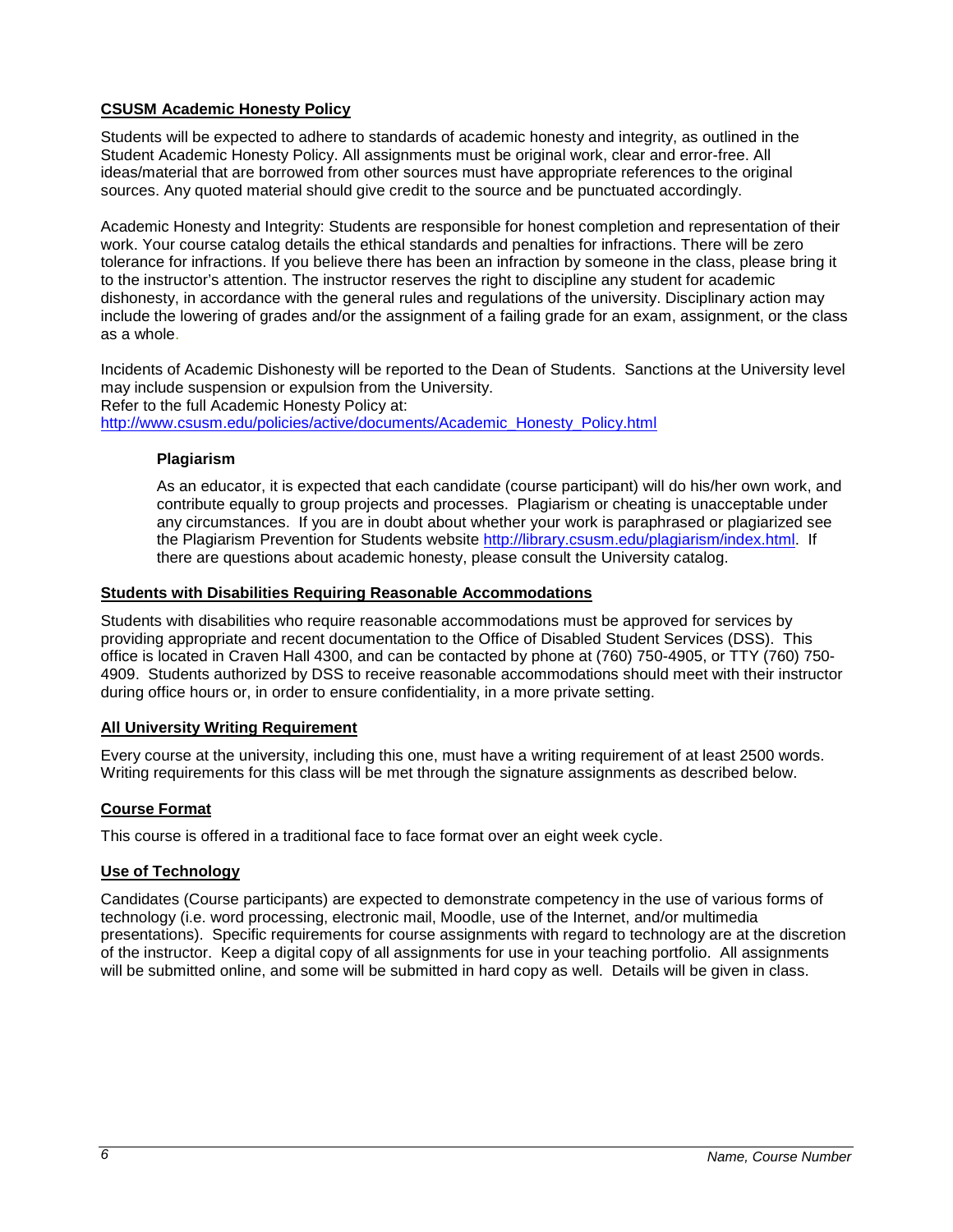## CSUSM Academic Honesty Policy

Students will be expected to adhere to standards of academic honesty and integrity, as outlined in the Student Academic Honesty Policy. All assignments must be original work, clear and error-free. All ideas/material that are borrowed from other sources must have appropriate references to the original sources. Any quoted material should give credit to the source and be punctuated accordingly.

Academic Honesty and Integrity: Students are responsible for honest completion and representation of their work. Your course catalog details the ethical standards and penalties for infractions. There will be zero tolerance for infractions. If you believe there has been an infraction by someone in the class, please bring it to the instructor's attention. The instructor reserves the right to discipline any student for academic dishonesty, in accordance with the general rules and regulations of the university. Disciplinary action may include the lowering of grades and/or the assignment of a failing grade for an exam, assignment, or the class as a whole.

Incidents of Academic Dishonesty will be reported to the Dean of Students. Sanctions at the University level may include suspension or expulsion from the University.
Refer to the full Academic Honesty Policy at:
http://www.csusm.edu/policies/active/documents/Academic_Honesty_Policy.html

### Plagiarism

As an educator, it is expected that each candidate (course participant) will do his/her own work, and contribute equally to group projects and processes. Plagiarism or cheating is unacceptable under any circumstances. If you are in doubt about whether your work is paraphrased or plagiarized see the Plagiarism Prevention for Students website http://library.csusm.edu/plagiarism/index.html. If there are questions about academic honesty, please consult the University catalog.

## Students with Disabilities Requiring Reasonable Accommodations

Students with disabilities who require reasonable accommodations must be approved for services by providing appropriate and recent documentation to the Office of Disabled Student Services (DSS). This office is located in Craven Hall 4300, and can be contacted by phone at (760) 750-4905, or TTY (760) 750-4909. Students authorized by DSS to receive reasonable accommodations should meet with their instructor during office hours or, in order to ensure confidentiality, in a more private setting.

## All University Writing Requirement

Every course at the university, including this one, must have a writing requirement of at least 2500 words. Writing requirements for this class will be met through the signature assignments as described below.

## Course Format

This course is offered in a traditional face to face format over an eight week cycle.

## Use of Technology

Candidates (Course participants) are expected to demonstrate competency in the use of various forms of technology (i.e. word processing, electronic mail, Moodle, use of the Internet, and/or multimedia presentations). Specific requirements for course assignments with regard to technology are at the discretion of the instructor. Keep a digital copy of all assignments for use in your teaching portfolio. All assignments will be submitted online, and some will be submitted in hard copy as well. Details will be given in class.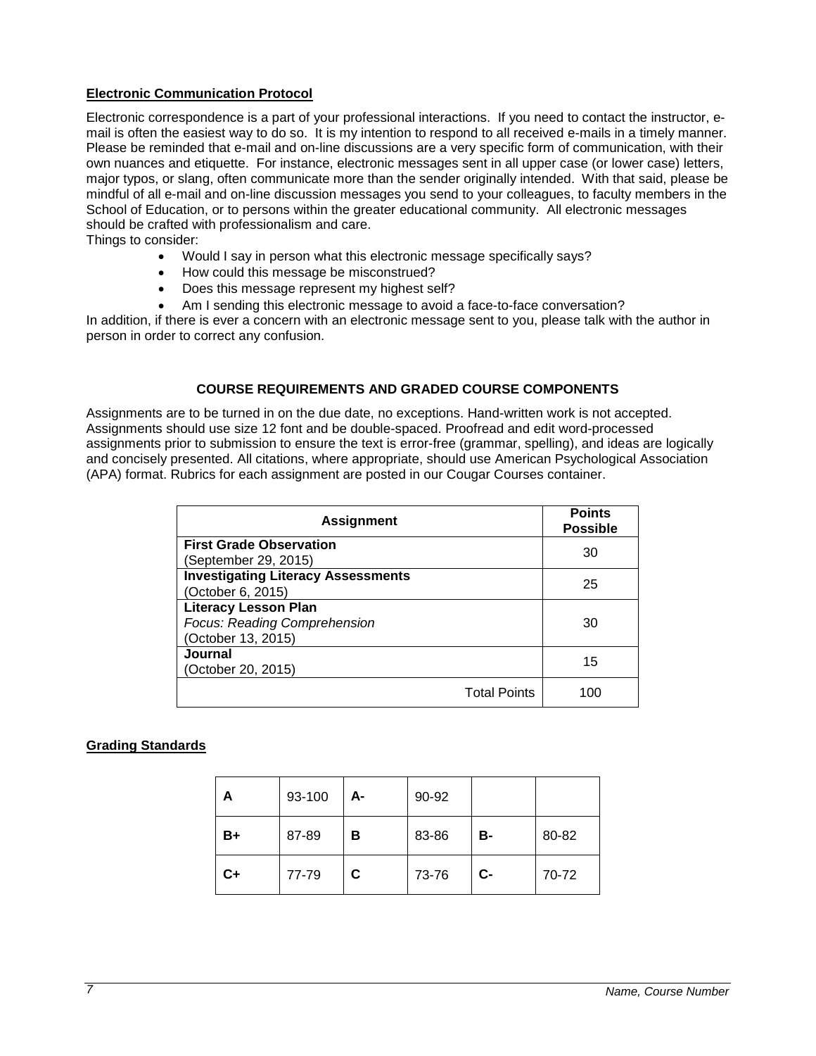## Electronic Communication Protocol

Electronic correspondence is a part of your professional interactions. If you need to contact the instructor, e-mail is often the easiest way to do so. It is my intention to respond to all received e-mails in a timely manner. Please be reminded that e-mail and on-line discussions are a very specific form of communication, with their own nuances and etiquette. For instance, electronic messages sent in all upper case (or lower case) letters, major typos, or slang, often communicate more than the sender originally intended. With that said, please be mindful of all e-mail and on-line discussion messages you send to your colleagues, to faculty members in the School of Education, or to persons within the greater educational community. All electronic messages should be crafted with professionalism and care.

Things to consider:

- Would I say in person what this electronic message specifically says?
- How could this message be misconstrued?
- Does this message represent my highest self?
- Am I sending this electronic message to avoid a face-to-face conversation?

In addition, if there is ever a concern with an electronic message sent to you, please talk with the author in person in order to correct any confusion.

## COURSE REQUIREMENTS AND GRADED COURSE COMPONENTS

Assignments are to be turned in on the due date, no exceptions. Hand-written work is not accepted. Assignments should use size 12 font and be double-spaced. Proofread and edit word-processed assignments prior to submission to ensure the text is error-free (grammar, spelling), and ideas are logically and concisely presented. All citations, where appropriate, should use American Psychological Association (APA) format. Rubrics for each assignment are posted in our Cougar Courses container.

| Assignment | Points Possible |
|---|---|
| **First Grade Observation** (September 29, 2015) | 30 |
| **Investigating Literacy Assessments** (October 6, 2015) | 25 |
| **Literacy Lesson Plan** *Focus: Reading Comprehension* (October 13, 2015) | 30 |
| **Journal** (October 20, 2015) | 15 |
| Total Points | 100 |

## Grading Standards

| | | | | | |
|---|---|---|---|---|---|
| **A** | 93-100 | **A-** | 90-92 | | |
| **B+** | 87-89 | **B** | 83-86 | **B-** | 80-82 |
| **C+** | 77-79 | **C** | 73-76 | **C-** | 70-72 |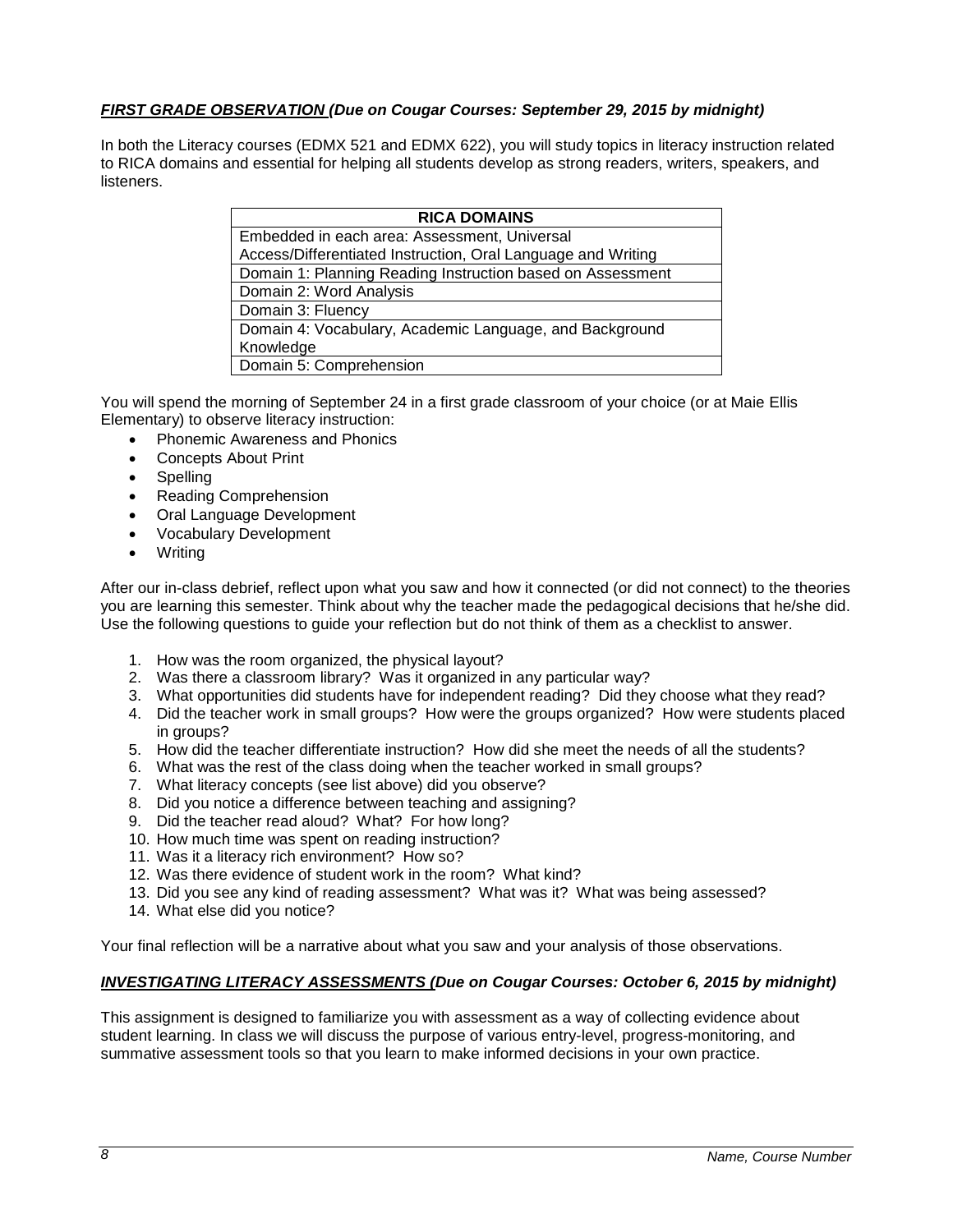***<u>FIRST GRADE OBSERVATION</u> (Due on Cougar Courses: September 29, 2015 by midnight)***

In both the Literacy courses (EDMX 521 and EDMX 622), you will study topics in literacy instruction related to RICA domains and essential for helping all students develop as strong readers, writers, speakers, and listeners.

| **RICA DOMAINS** |
|---|
| Embedded in each area: Assessment, Universal Access/Differentiated Instruction, Oral Language and Writing |
| Domain 1: Planning Reading Instruction based on Assessment |
| Domain 2: Word Analysis |
| Domain 3: Fluency |
| Domain 4: Vocabulary, Academic Language, and Background Knowledge |
| Domain 5: Comprehension |

You will spend the morning of September 24 in a first grade classroom of your choice (or at Maie Ellis Elementary) to observe literacy instruction:

- Phonemic Awareness and Phonics
- Concepts About Print
- Spelling
- Reading Comprehension
- Oral Language Development
- Vocabulary Development
- Writing

After our in-class debrief, reflect upon what you saw and how it connected (or did not connect) to the theories you are learning this semester. Think about why the teacher made the pedagogical decisions that he/she did. Use the following questions to guide your reflection but do not think of them as a checklist to answer.

1. How was the room organized, the physical layout?
2. Was there a classroom library? Was it organized in any particular way?
3. What opportunities did students have for independent reading? Did they choose what they read?
4. Did the teacher work in small groups? How were the groups organized? How were students placed in groups?
5. How did the teacher differentiate instruction? How did she meet the needs of all the students?
6. What was the rest of the class doing when the teacher worked in small groups?
7. What literacy concepts (see list above) did you observe?
8. Did you notice a difference between teaching and assigning?
9. Did the teacher read aloud? What? For how long?
10. How much time was spent on reading instruction?
11. Was it a literacy rich environment? How so?
12. Was there evidence of student work in the room? What kind?
13. Did you see any kind of reading assessment? What was it? What was being assessed?
14. What else did you notice?

Your final reflection will be a narrative about what you saw and your analysis of those observations.

***<u>INVESTIGATING LITERACY ASSESSMENTS</u> (Due on Cougar Courses: October 6, 2015 by midnight)***

This assignment is designed to familiarize you with assessment as a way of collecting evidence about student learning. In class we will discuss the purpose of various entry-level, progress-monitoring, and summative assessment tools so that you learn to make informed decisions in your own practice.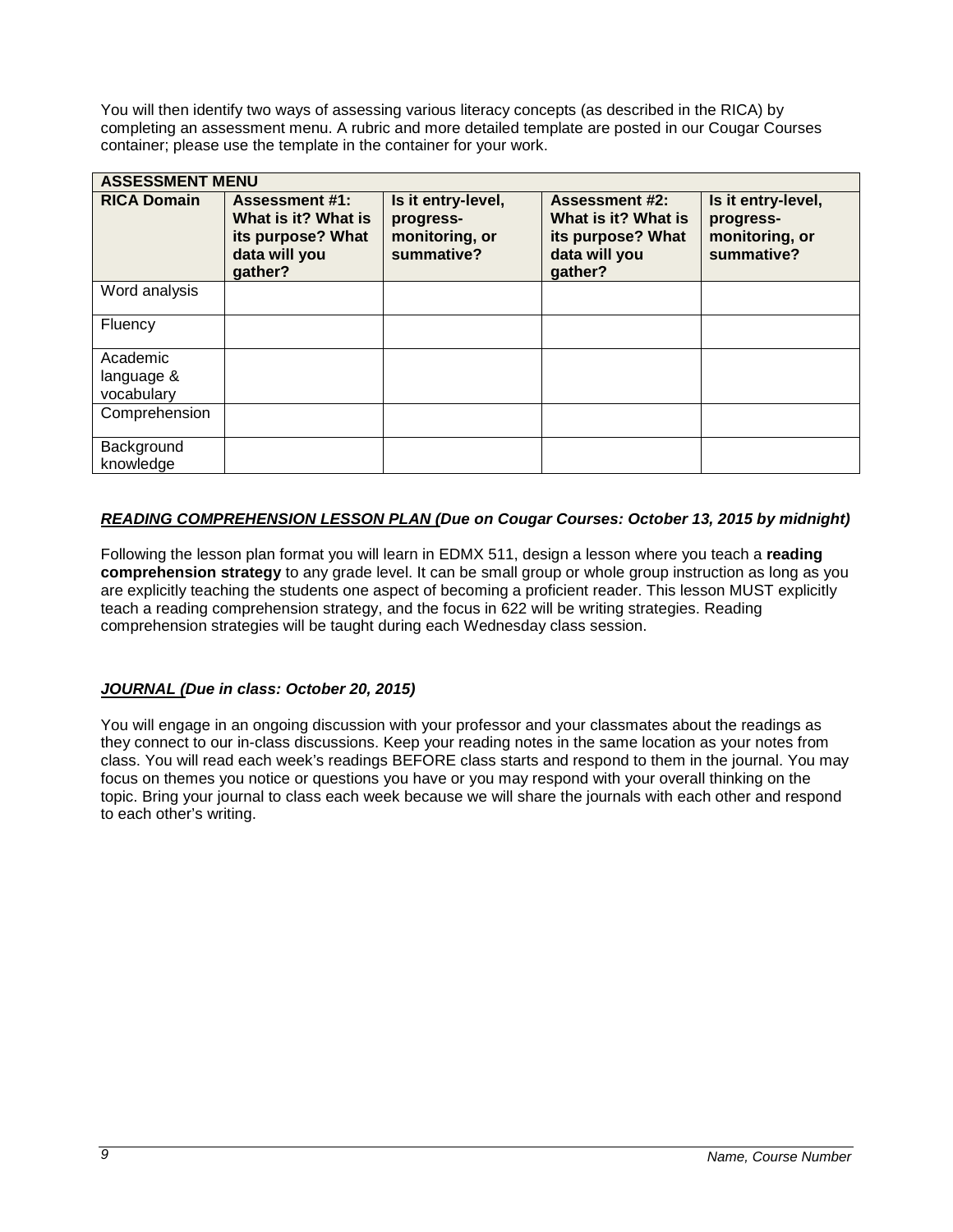You will then identify two ways of assessing various literacy concepts (as described in the RICA) by completing an assessment menu. A rubric and more detailed template are posted in our Cougar Courses container; please use the template in the container for your work.

| **ASSESSMENT MENU** | | | | |
|---|---|---|---|---|
| **RICA Domain** | **Assessment #1: What is it? What is its purpose? What data will you gather?** | **Is it entry-level, progress-monitoring, or summative?** | **Assessment #2: What is it? What is its purpose? What data will you gather?** | **Is it entry-level, progress-monitoring, or summative?** |
| Word analysis | | | | |
| Fluency | | | | |
| Academic language & vocabulary | | | | |
| Comprehension | | | | |
| Background knowledge | | | | |

### ***READING COMPREHENSION LESSON PLAN (Due on Cougar Courses: October 13, 2015 by midnight)***

Following the lesson plan format you will learn in EDMX 511, design a lesson where you teach a **reading comprehension strategy** to any grade level. It can be small group or whole group instruction as long as you are explicitly teaching the students one aspect of becoming a proficient reader. This lesson MUST explicitly teach a reading comprehension strategy, and the focus in 622 will be writing strategies. Reading comprehension strategies will be taught during each Wednesday class session.

### ***JOURNAL (Due in class: October 20, 2015)***

You will engage in an ongoing discussion with your professor and your classmates about the readings as they connect to our in-class discussions. Keep your reading notes in the same location as your notes from class. You will read each week's readings BEFORE class starts and respond to them in the journal. You may focus on themes you notice or questions you have or you may respond with your overall thinking on the topic. Bring your journal to class each week because we will share the journals with each other and respond to each other's writing.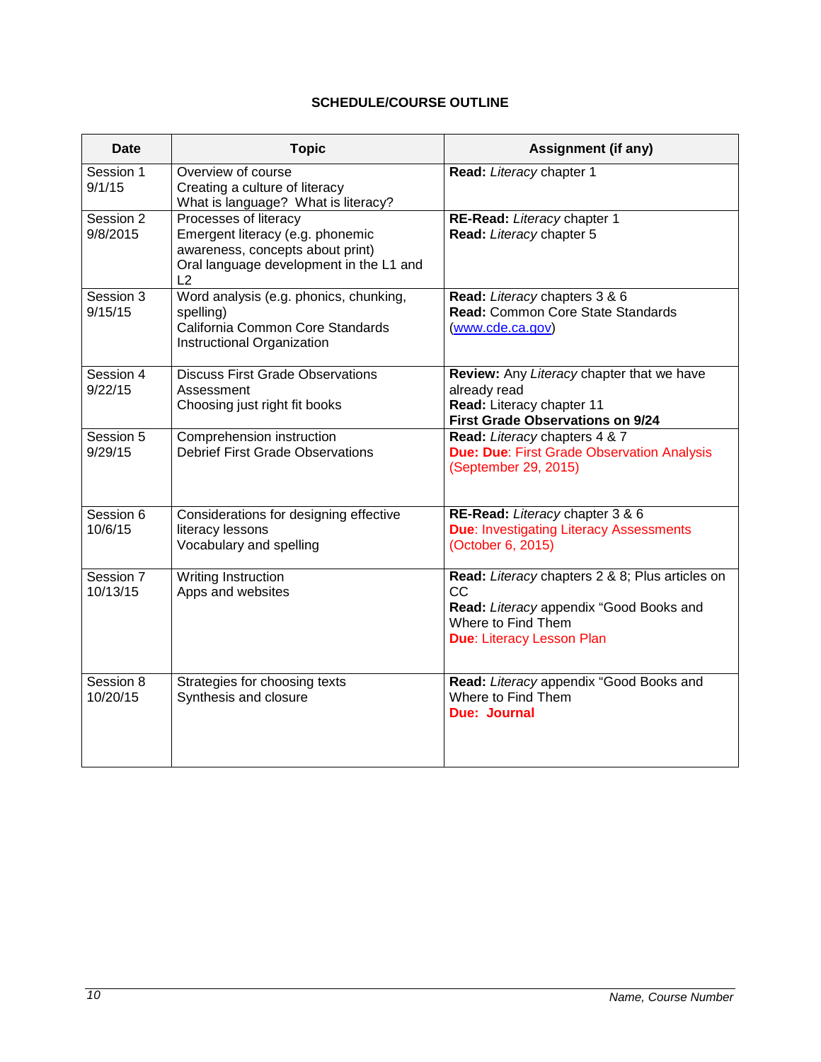**SCHEDULE/COURSE OUTLINE**

| Date | Topic | Assignment (if any) |
|---|---|---|
| Session 1<br>9/1/15 | Overview of course<br>Creating a culture of literacy<br>What is language? What is literacy? | **Read:** *Literacy* chapter 1 |
| Session 2<br>9/8/2015 | Processes of literacy<br>Emergent literacy (e.g. phonemic awareness, concepts about print)<br>Oral language development in the L1 and L2 | **RE-Read:** *Literacy* chapter 1<br>**Read:** *Literacy* chapter 5 |
| Session 3<br>9/15/15 | Word analysis (e.g. phonics, chunking, spelling)<br>California Common Core Standards<br>Instructional Organization | **Read:** *Literacy* chapters 3 & 6<br>**Read:** Common Core State Standards (www.cde.ca.gov) |
| Session 4<br>9/22/15 | Discuss First Grade Observations<br>Assessment<br>Choosing just right fit books | **Review:** Any *Literacy* chapter that we have already read<br>**Read:** Literacy chapter 11<br>**First Grade Observations on 9/24** |
| Session 5<br>9/29/15 | Comprehension instruction<br>Debrief First Grade Observations | **Read:** *Literacy* chapters 4 & 7<br>**Due: Due**: First Grade Observation Analysis (September 29, 2015) |
| Session 6<br>10/6/15 | Considerations for designing effective literacy lessons<br>Vocabulary and spelling | **RE-Read:** *Literacy* chapter 3 & 6<br>**Due**: Investigating Literacy Assessments (October 6, 2015) |
| Session 7<br>10/13/15 | Writing Instruction<br>Apps and websites | **Read:** *Literacy* chapters 2 & 8; Plus articles on CC<br>**Read:** *Literacy* appendix "Good Books and Where to Find Them<br>**Due**: Literacy Lesson Plan |
| Session 8<br>10/20/15 | Strategies for choosing texts<br>Synthesis and closure | **Read:** *Literacy* appendix "Good Books and Where to Find Them<br>**Due: Journal** |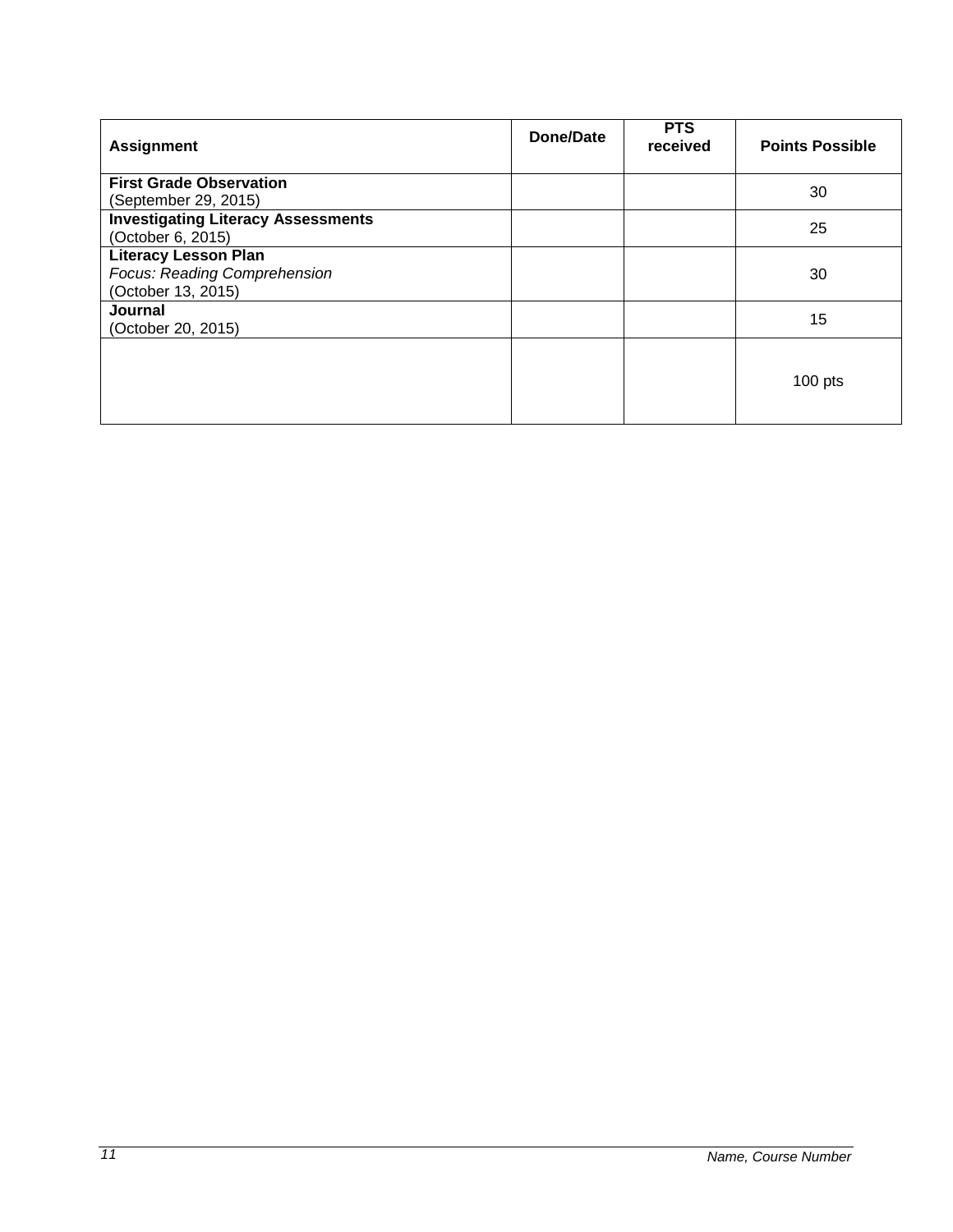| **Assignment** | **Done/Date** | **PTS received** | **Points Possible** |
|---|---|---|---|
| **First Grade Observation**<br>(September 29, 2015) | | | 30 |
| **Investigating Literacy Assessments**<br>(October 6, 2015) | | | 25 |
| **Literacy Lesson Plan**<br>*Focus: Reading Comprehension*<br>(October 13, 2015) | | | 30 |
| **Journal**<br>(October 20, 2015) | | | 15 |
| | | | 100 pts |